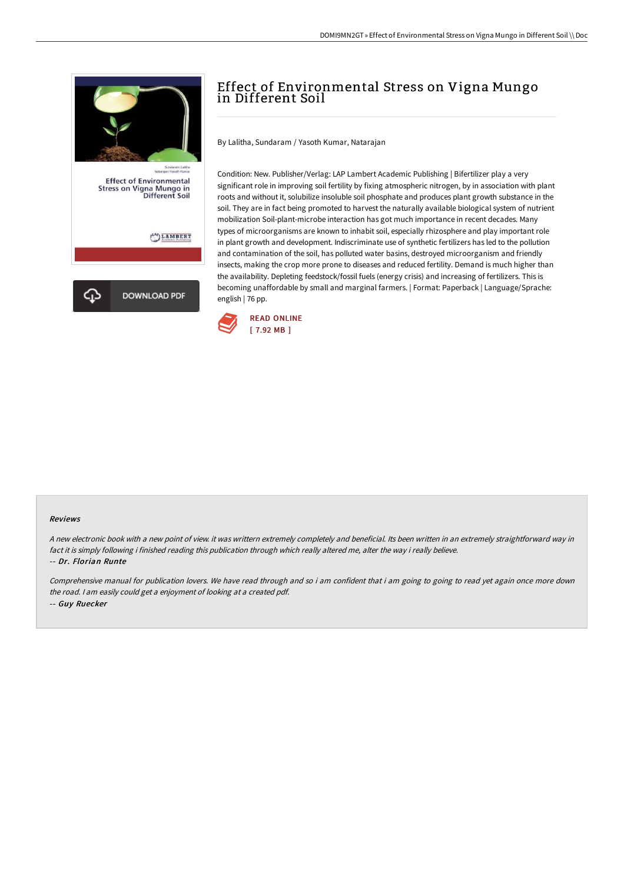# Effect of Environmental Stress on Vigna Mungo in Different Soil

By Lalitha, Sundaram / Yasoth Kumar, Natarajan

Condition: New. Publisher/Verlag: LAP Lambert Academic Publishing | Bifertilizer play a very significant role in improving soil fertility by fixing atmospheric nitrogen, by in association with plant roots and without it, solubilize insoluble soil phosphate and produces plant growth substance in the soil. They are in fact being promoted to harvest the naturally available biological system of nutrient mobilization Soil-plant-microbe interaction has got much importance in recent decades. Many types of microorganisms are known to inhabit soil, especially rhizosphere and play important role in plant growth and development. Indiscriminate use of synthetic fertilizers has led to the pollution and contamination of the soil, has polluted water basins, destroyed microorganism and friendly insects, making the crop more prone to diseases and reduced fertility. Demand is much higher than the availability. Depleting feedstock/fossil fuels (energy crisis) and increasing of fertilizers. This is becoming unaffordable by small and marginal farmers. | Format: Paperback | Language/Sprache: english | 76 pp.

READ ONLINE
[ 7.92 MB ]

DOWNLOAD PDF

### Reviews

*A new electronic book with a new point of view. it was writtern extremely completely and beneficial. Its been written in an extremely straightforward way in fact it is simply following i finished reading this publication through which really altered me, alter the way i really believe.*

-- *Dr. Florian Runte*

*Comprehensive manual for publication lovers. We have read through and so i am confident that i am going to going to read yet again once more down the road. I am easily could get a enjoyment of looking at a created pdf.*

-- *Guy Ruecker*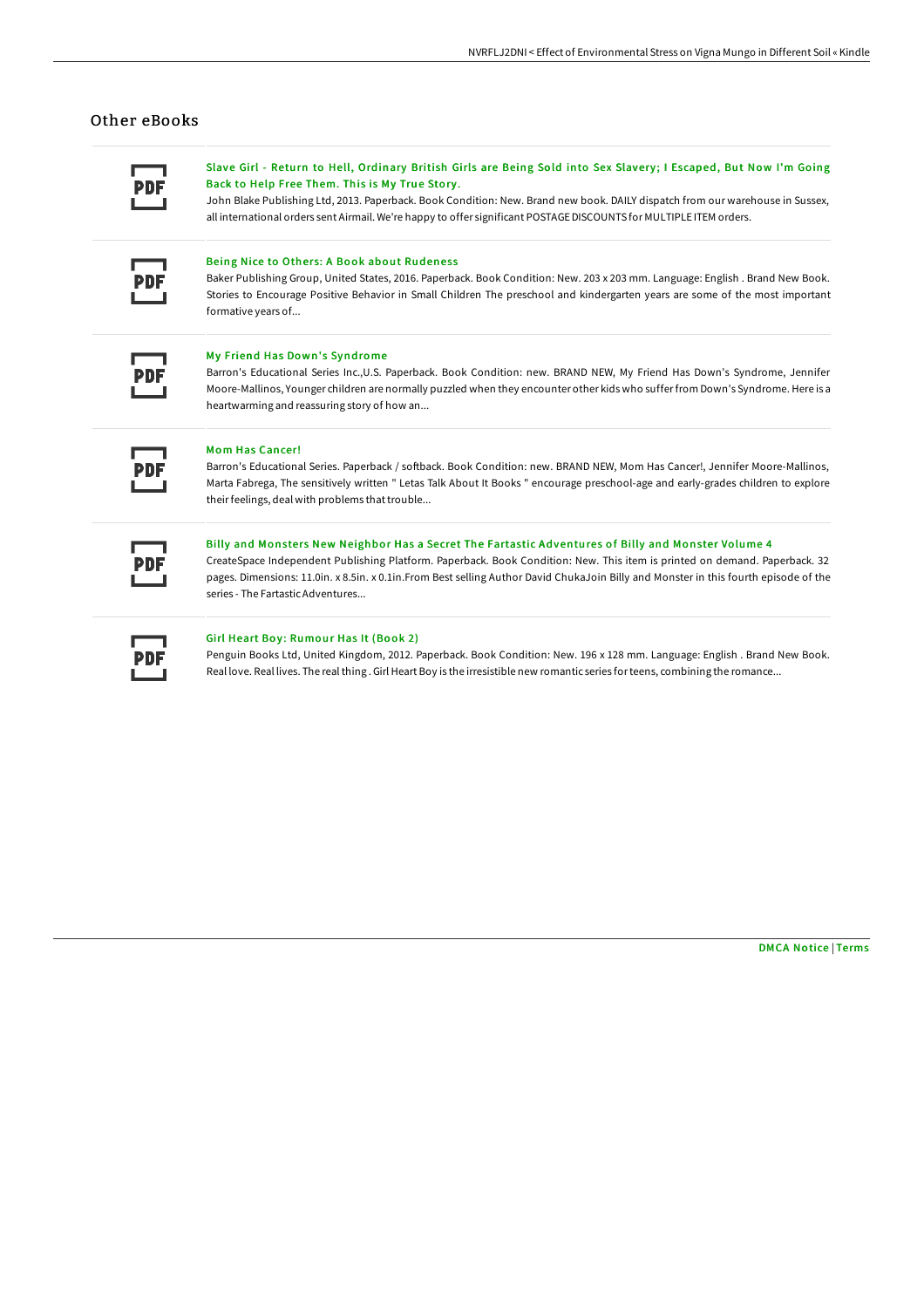## Other eBooks

### Slave Girl - Return to Hell, Ordinary British Girls are Being Sold into Sex Slavery; I Escaped, But Now I'm Going Back to Help Free Them. This is My True Story.

John Blake Publishing Ltd, 2013. Paperback. Book Condition: New. Brand new book. DAILY dispatch from our warehouse in Sussex, all international orders sent Airmail. We're happy to offer significant POSTAGE DISCOUNTS for MULTIPLE ITEM orders.

### Being Nice to Others: A Book about Rudeness

Baker Publishing Group, United States, 2016. Paperback. Book Condition: New. 203 x 203 mm. Language: English . Brand New Book. Stories to Encourage Positive Behavior in Small Children The preschool and kindergarten years are some of the most important formative years of...

### My Friend Has Down's Syndrome

Barron's Educational Series Inc.,U.S. Paperback. Book Condition: new. BRAND NEW, My Friend Has Down's Syndrome, Jennifer Moore-Mallinos, Younger children are normally puzzled when they encounter other kids who suffer from Down's Syndrome. Here is a heartwarming and reassuring story of how an...

### Mom Has Cancer!

Barron's Educational Series. Paperback / softback. Book Condition: new. BRAND NEW, Mom Has Cancer!, Jennifer Moore-Mallinos, Marta Fabrega, The sensitively written " Letas Talk About It Books " encourage preschool-age and early-grades children to explore their feelings, deal with problems that trouble...

### Billy and Monsters New Neighbor Has a Secret The Fartastic Adventures of Billy and Monster Volume 4

CreateSpace Independent Publishing Platform. Paperback. Book Condition: New. This item is printed on demand. Paperback. 32 pages. Dimensions: 11.0in. x 8.5in. x 0.1in.From Best selling Author David ChukaJoin Billy and Monster in this fourth episode of the series - The Fartastic Adventures...

### Girl Heart Boy: Rumour Has It (Book 2)

Penguin Books Ltd, United Kingdom, 2012. Paperback. Book Condition: New. 196 x 128 mm. Language: English . Brand New Book. Real love. Real lives. The real thing . Girl Heart Boy is the irresistible new romantic series for teens, combining the romance...

DMCA Notice | Terms